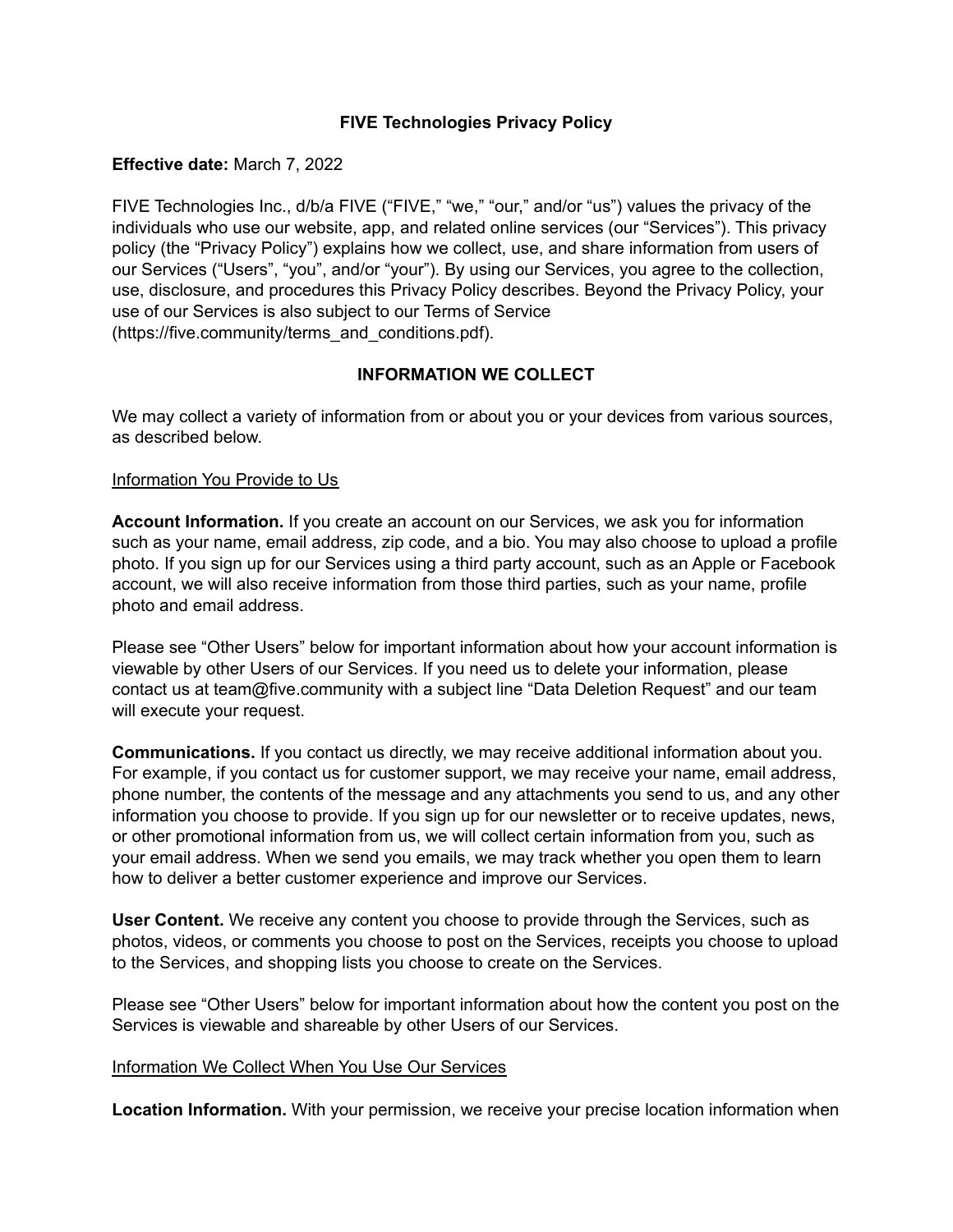# FIVE Technologies Privacy Policy

**Effective date:** March 7, 2022

FIVE Technologies Inc., d/b/a FIVE ("FIVE," "we," "our," and/or "us") values the privacy of the individuals who use our website, app, and related online services (our "Services"). This privacy policy (the "Privacy Policy") explains how we collect, use, and share information from users of our Services ("Users", "you", and/or "your"). By using our Services, you agree to the collection, use, disclosure, and procedures this Privacy Policy describes. Beyond the Privacy Policy, your use of our Services is also subject to our Terms of Service (https://five.community/terms_and_conditions.pdf).

## INFORMATION WE COLLECT

We may collect a variety of information from or about you or your devices from various sources, as described below.

### Information You Provide to Us

**Account Information.** If you create an account on our Services, we ask you for information such as your name, email address, zip code, and a bio. You may also choose to upload a profile photo. If you sign up for our Services using a third party account, such as an Apple or Facebook account, we will also receive information from those third parties, such as your name, profile photo and email address.

Please see "Other Users" below for important information about how your account information is viewable by other Users of our Services. If you need us to delete your information, please contact us at team@five.community with a subject line "Data Deletion Request" and our team will execute your request.

**Communications.** If you contact us directly, we may receive additional information about you. For example, if you contact us for customer support, we may receive your name, email address, phone number, the contents of the message and any attachments you send to us, and any other information you choose to provide. If you sign up for our newsletter or to receive updates, news, or other promotional information from us, we will collect certain information from you, such as your email address. When we send you emails, we may track whether you open them to learn how to deliver a better customer experience and improve our Services.

**User Content.** We receive any content you choose to provide through the Services, such as photos, videos, or comments you choose to post on the Services, receipts you choose to upload to the Services, and shopping lists you choose to create on the Services.

Please see "Other Users" below for important information about how the content you post on the Services is viewable and shareable by other Users of our Services.

### Information We Collect When You Use Our Services

**Location Information.** With your permission, we receive your precise location information when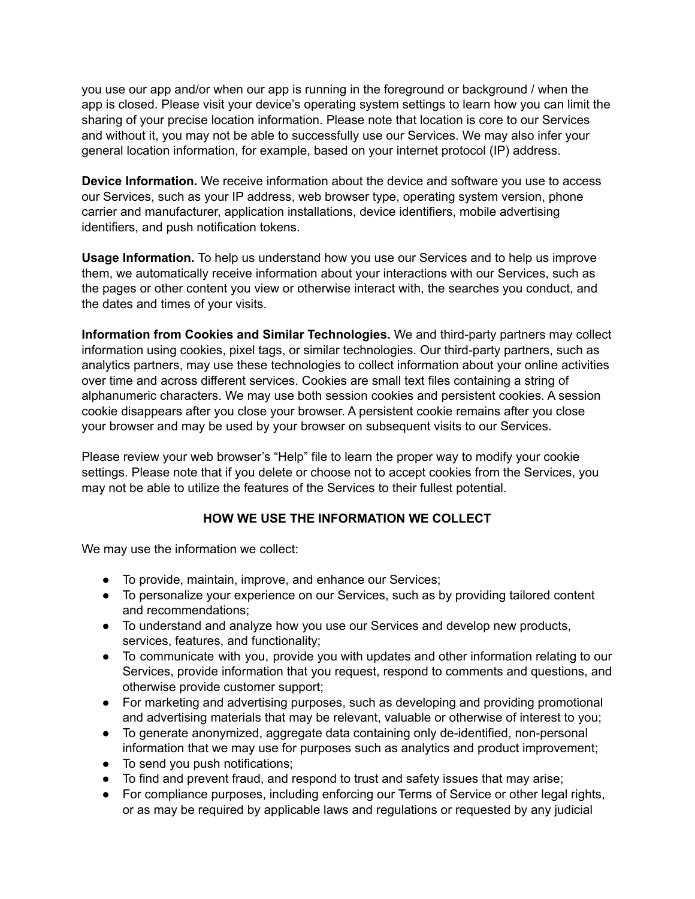you use our app and/or when our app is running in the foreground or background / when the app is closed. Please visit your device's operating system settings to learn how you can limit the sharing of your precise location information. Please note that location is core to our Services and without it, you may not be able to successfully use our Services. We may also infer your general location information, for example, based on your internet protocol (IP) address.

**Device Information.** We receive information about the device and software you use to access our Services, such as your IP address, web browser type, operating system version, phone carrier and manufacturer, application installations, device identifiers, mobile advertising identifiers, and push notification tokens.

**Usage Information.** To help us understand how you use our Services and to help us improve them, we automatically receive information about your interactions with our Services, such as the pages or other content you view or otherwise interact with, the searches you conduct, and the dates and times of your visits.

**Information from Cookies and Similar Technologies.** We and third-party partners may collect information using cookies, pixel tags, or similar technologies. Our third-party partners, such as analytics partners, may use these technologies to collect information about your online activities over time and across different services. Cookies are small text files containing a string of alphanumeric characters. We may use both session cookies and persistent cookies. A session cookie disappears after you close your browser. A persistent cookie remains after you close your browser and may be used by your browser on subsequent visits to our Services.

Please review your web browser's "Help" file to learn the proper way to modify your cookie settings. Please note that if you delete or choose not to accept cookies from the Services, you may not be able to utilize the features of the Services to their fullest potential.

## HOW WE USE THE INFORMATION WE COLLECT

We may use the information we collect:

- To provide, maintain, improve, and enhance our Services;
- To personalize your experience on our Services, such as by providing tailored content and recommendations;
- To understand and analyze how you use our Services and develop new products, services, features, and functionality;
- To communicate with you, provide you with updates and other information relating to our Services, provide information that you request, respond to comments and questions, and otherwise provide customer support;
- For marketing and advertising purposes, such as developing and providing promotional and advertising materials that may be relevant, valuable or otherwise of interest to you;
- To generate anonymized, aggregate data containing only de-identified, non-personal information that we may use for purposes such as analytics and product improvement;
- To send you push notifications;
- To find and prevent fraud, and respond to trust and safety issues that may arise;
- For compliance purposes, including enforcing our Terms of Service or other legal rights, or as may be required by applicable laws and regulations or requested by any judicial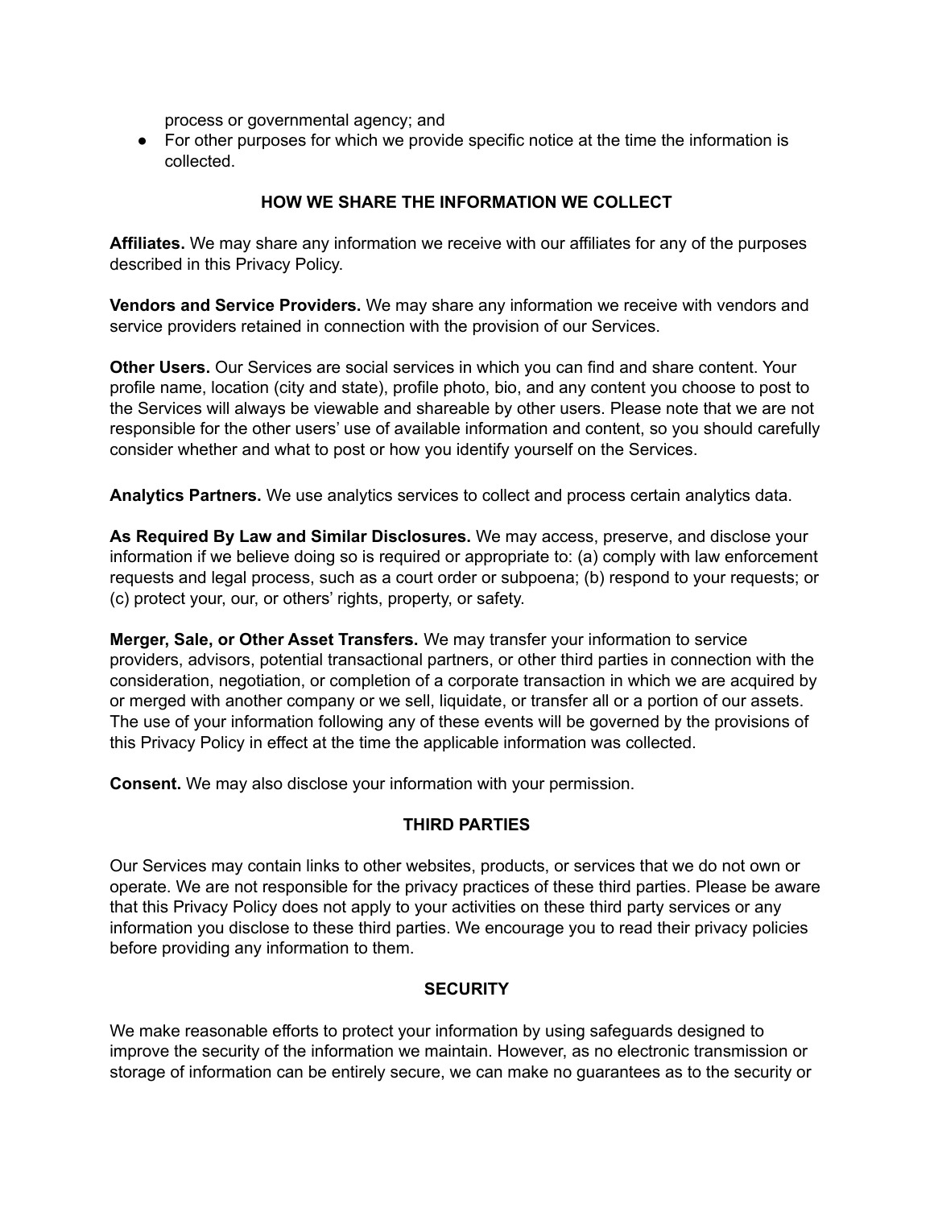process or governmental agency; and
- For other purposes for which we provide specific notice at the time the information is collected.

## HOW WE SHARE THE INFORMATION WE COLLECT

**Affiliates.** We may share any information we receive with our affiliates for any of the purposes described in this Privacy Policy.

**Vendors and Service Providers.** We may share any information we receive with vendors and service providers retained in connection with the provision of our Services.

**Other Users.** Our Services are social services in which you can find and share content. Your profile name, location (city and state), profile photo, bio, and any content you choose to post to the Services will always be viewable and shareable by other users. Please note that we are not responsible for the other users' use of available information and content, so you should carefully consider whether and what to post or how you identify yourself on the Services.

**Analytics Partners.** We use analytics services to collect and process certain analytics data.

**As Required By Law and Similar Disclosures.** We may access, preserve, and disclose your information if we believe doing so is required or appropriate to: (a) comply with law enforcement requests and legal process, such as a court order or subpoena; (b) respond to your requests; or (c) protect your, our, or others' rights, property, or safety.

**Merger, Sale, or Other Asset Transfers.** We may transfer your information to service providers, advisors, potential transactional partners, or other third parties in connection with the consideration, negotiation, or completion of a corporate transaction in which we are acquired by or merged with another company or we sell, liquidate, or transfer all or a portion of our assets. The use of your information following any of these events will be governed by the provisions of this Privacy Policy in effect at the time the applicable information was collected.

**Consent.** We may also disclose your information with your permission.

## THIRD PARTIES

Our Services may contain links to other websites, products, or services that we do not own or operate. We are not responsible for the privacy practices of these third parties. Please be aware that this Privacy Policy does not apply to your activities on these third party services or any information you disclose to these third parties. We encourage you to read their privacy policies before providing any information to them.

## SECURITY

We make reasonable efforts to protect your information by using safeguards designed to improve the security of the information we maintain. However, as no electronic transmission or storage of information can be entirely secure, we can make no guarantees as to the security or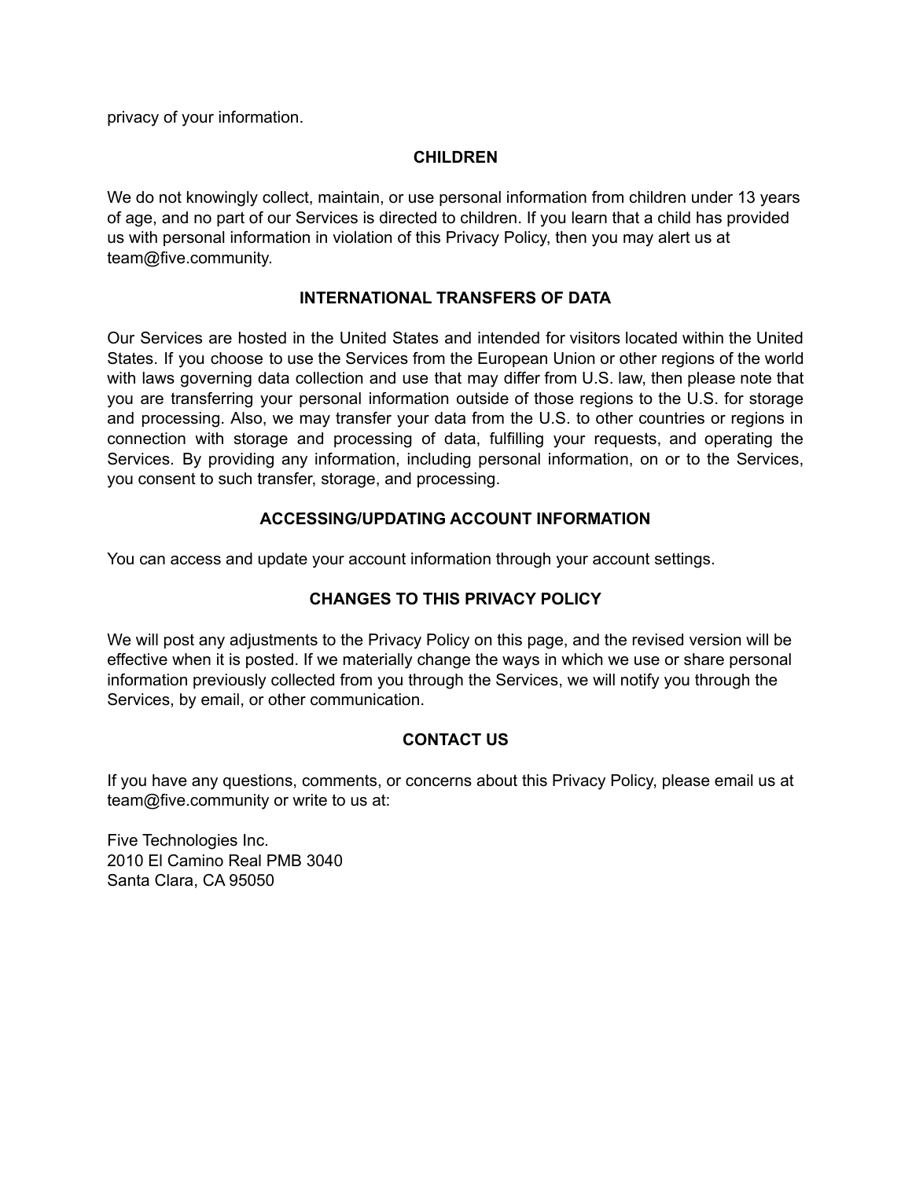privacy of your information.

## CHILDREN

We do not knowingly collect, maintain, or use personal information from children under 13 years of age, and no part of our Services is directed to children. If you learn that a child has provided us with personal information in violation of this Privacy Policy, then you may alert us at team@five.community.

## INTERNATIONAL TRANSFERS OF DATA

Our Services are hosted in the United States and intended for visitors located within the United States. If you choose to use the Services from the European Union or other regions of the world with laws governing data collection and use that may differ from U.S. law, then please note that you are transferring your personal information outside of those regions to the U.S. for storage and processing. Also, we may transfer your data from the U.S. to other countries or regions in connection with storage and processing of data, fulfilling your requests, and operating the Services. By providing any information, including personal information, on or to the Services, you consent to such transfer, storage, and processing.

## ACCESSING/UPDATING ACCOUNT INFORMATION

You can access and update your account information through your account settings.

## CHANGES TO THIS PRIVACY POLICY

We will post any adjustments to the Privacy Policy on this page, and the revised version will be effective when it is posted. If we materially change the ways in which we use or share personal information previously collected from you through the Services, we will notify you through the Services, by email, or other communication.

## CONTACT US

If you have any questions, comments, or concerns about this Privacy Policy, please email us at team@five.community or write to us at:

Five Technologies Inc.
2010 El Camino Real PMB 3040
Santa Clara, CA 95050